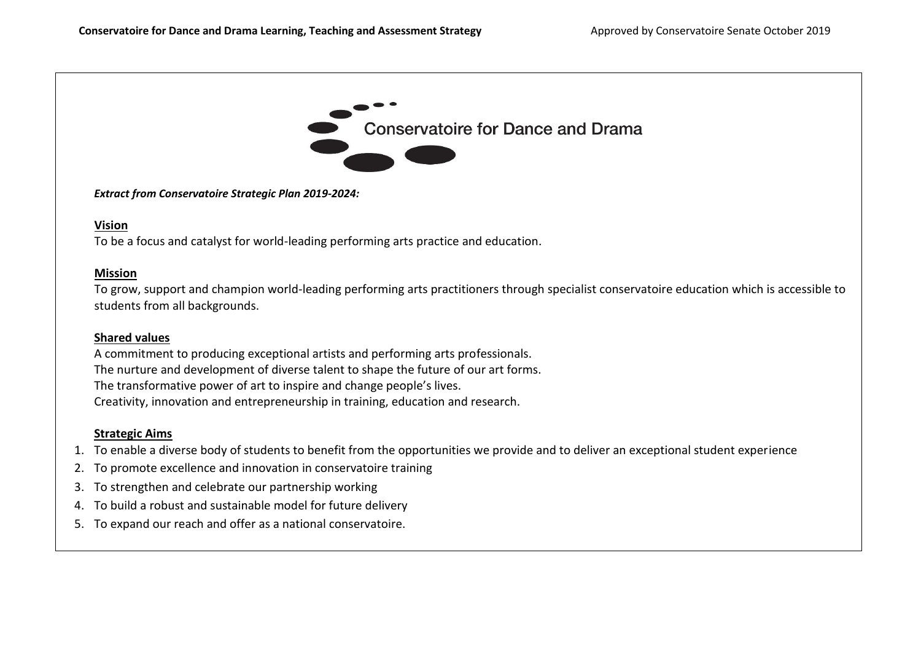Conservatoire for Dance and Drama

***Extract from Conservatoire Strategic Plan 2019-2024:***

**Vision**

To be a focus and catalyst for world-leading performing arts practice and education.

**Mission**

To grow, support and champion world-leading performing arts practitioners through specialist conservatoire education which is accessible to students from all backgrounds.

**Shared values**

A commitment to producing exceptional artists and performing arts professionals.
The nurture and development of diverse talent to shape the future of our art forms.
The transformative power of art to inspire and change people's lives.
Creativity, innovation and entrepreneurship in training, education and research.

**Strategic Aims**

1. To enable a diverse body of students to benefit from the opportunities we provide and to deliver an exceptional student experience
2. To promote excellence and innovation in conservatoire training
3. To strengthen and celebrate our partnership working
4. To build a robust and sustainable model for future delivery
5. To expand our reach and offer as a national conservatoire.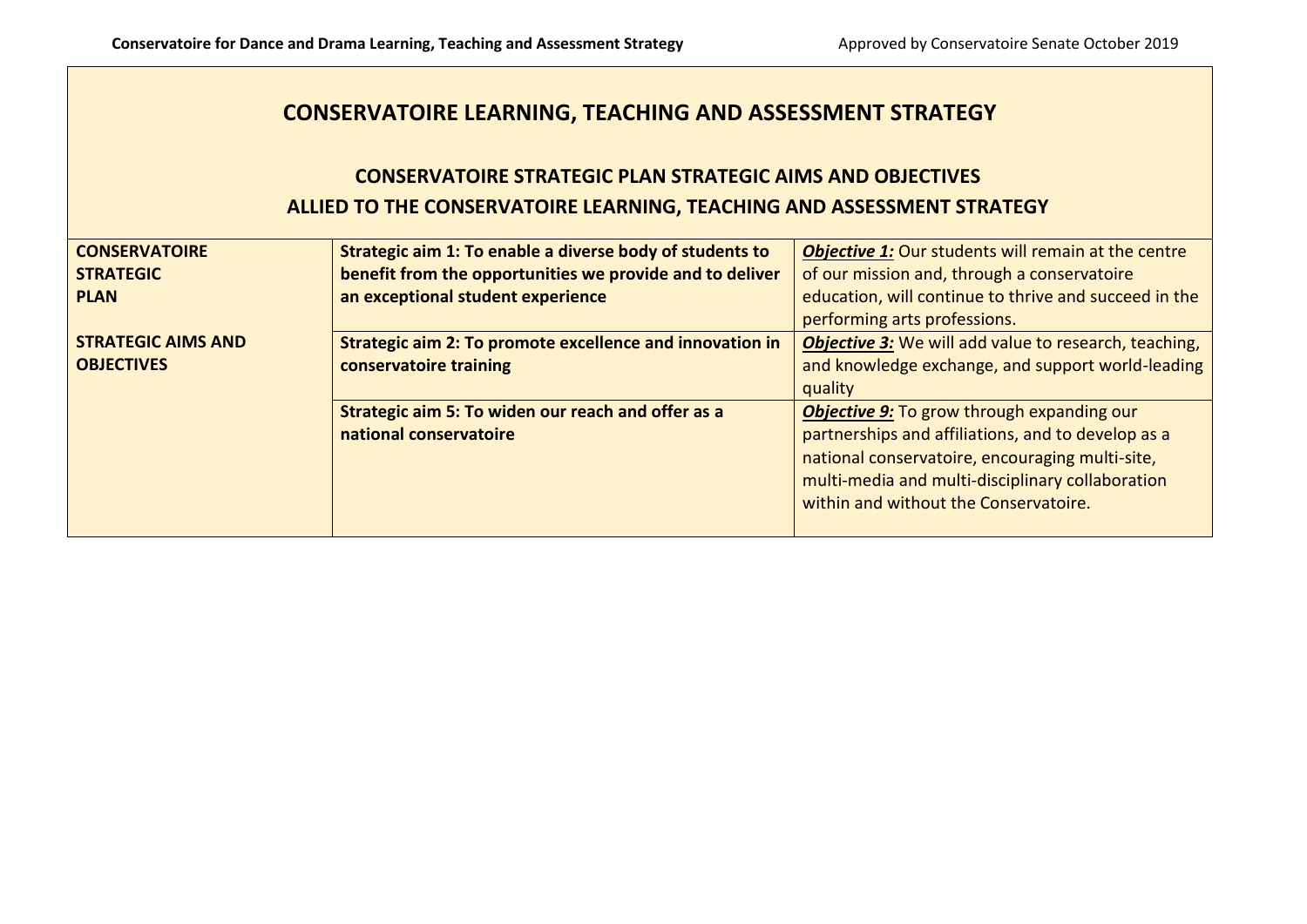# CONSERVATOIRE LEARNING, TEACHING AND ASSESSMENT STRATEGY

## CONSERVATOIRE STRATEGIC PLAN STRATEGIC AIMS AND OBJECTIVES ALLIED TO THE CONSERVATOIRE LEARNING, TEACHING AND ASSESSMENT STRATEGY

| **CONSERVATOIRE STRATEGIC PLAN**<br><br>**STRATEGIC AIMS AND OBJECTIVES** | **Strategic aim 1: To enable a diverse body of students to benefit from the opportunities we provide and to deliver an exceptional student experience** | ***Objective 1:*** Our students will remain at the centre of our mission and, through a conservatoire education, will continue to thrive and succeed in the performing arts professions. |
|---|---|---|
| | **Strategic aim 2: To promote excellence and innovation in conservatoire training** | ***Objective 3:*** We will add value to research, teaching, and knowledge exchange, and support world-leading quality |
| | **Strategic aim 5: To widen our reach and offer as a national conservatoire** | ***Objective 9:*** To grow through expanding our partnerships and affiliations, and to develop as a national conservatoire, encouraging multi-site, multi-media and multi-disciplinary collaboration within and without the Conservatoire. |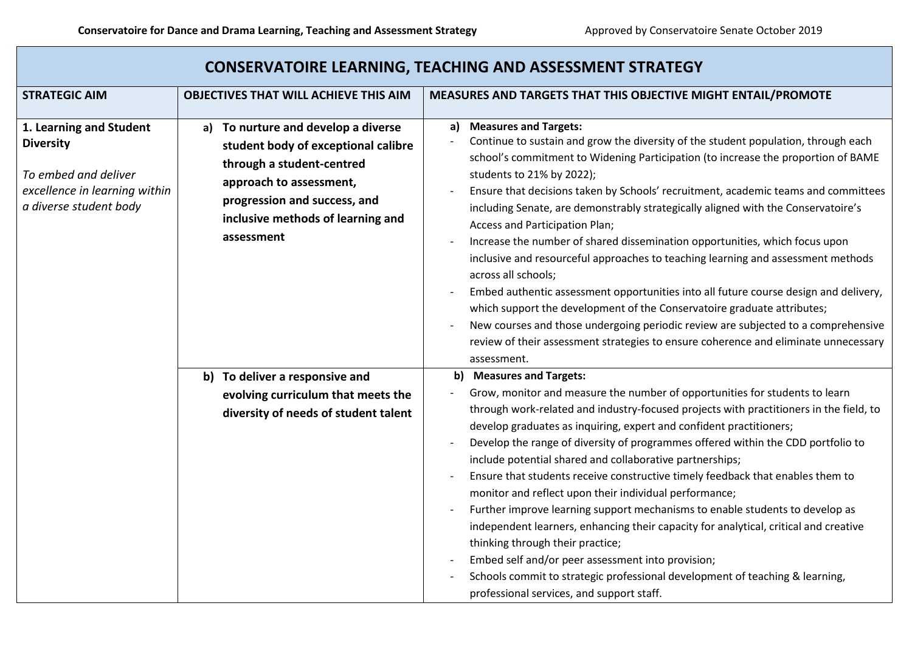| CONSERVATOIRE LEARNING, TEACHING AND ASSESSMENT STRATEGY | | |
|---|---|---|
| **STRATEGIC AIM** | **OBJECTIVES THAT WILL ACHIEVE THIS AIM** | **MEASURES AND TARGETS THAT THIS OBJECTIVE MIGHT ENTAIL/PROMOTE** |
| **1. Learning and Student Diversity**<br><br>*To embed and deliver excellence in learning within a diverse student body* | **a) To nurture and develop a diverse student body of exceptional calibre through a student-centred approach to assessment, progression and success, and inclusive methods of learning and assessment** | **a) Measures and Targets:**<br>- Continue to sustain and grow the diversity of the student population, through each school's commitment to Widening Participation (to increase the proportion of BAME students to 21% by 2022);<br>- Ensure that decisions taken by Schools' recruitment, academic teams and committees including Senate, are demonstrably strategically aligned with the Conservatoire's Access and Participation Plan;<br>- Increase the number of shared dissemination opportunities, which focus upon inclusive and resourceful approaches to teaching learning and assessment methods across all schools;<br>- Embed authentic assessment opportunities into all future course design and delivery, which support the development of the Conservatoire graduate attributes;<br>- New courses and those undergoing periodic review are subjected to a comprehensive review of their assessment strategies to ensure coherence and eliminate unnecessary assessment. |
| | **b) To deliver a responsive and evolving curriculum that meets the diversity of needs of student talent** | **b) Measures and Targets:**<br>- Grow, monitor and measure the number of opportunities for students to learn through work-related and industry-focused projects with practitioners in the field, to develop graduates as inquiring, expert and confident practitioners;<br>- Develop the range of diversity of programmes offered within the CDD portfolio to include potential shared and collaborative partnerships;<br>- Ensure that students receive constructive timely feedback that enables them to monitor and reflect upon their individual performance;<br>- Further improve learning support mechanisms to enable students to develop as independent learners, enhancing their capacity for analytical, critical and creative thinking through their practice;<br>- Embed self and/or peer assessment into provision;<br>- Schools commit to strategic professional development of teaching & learning, professional services, and support staff. |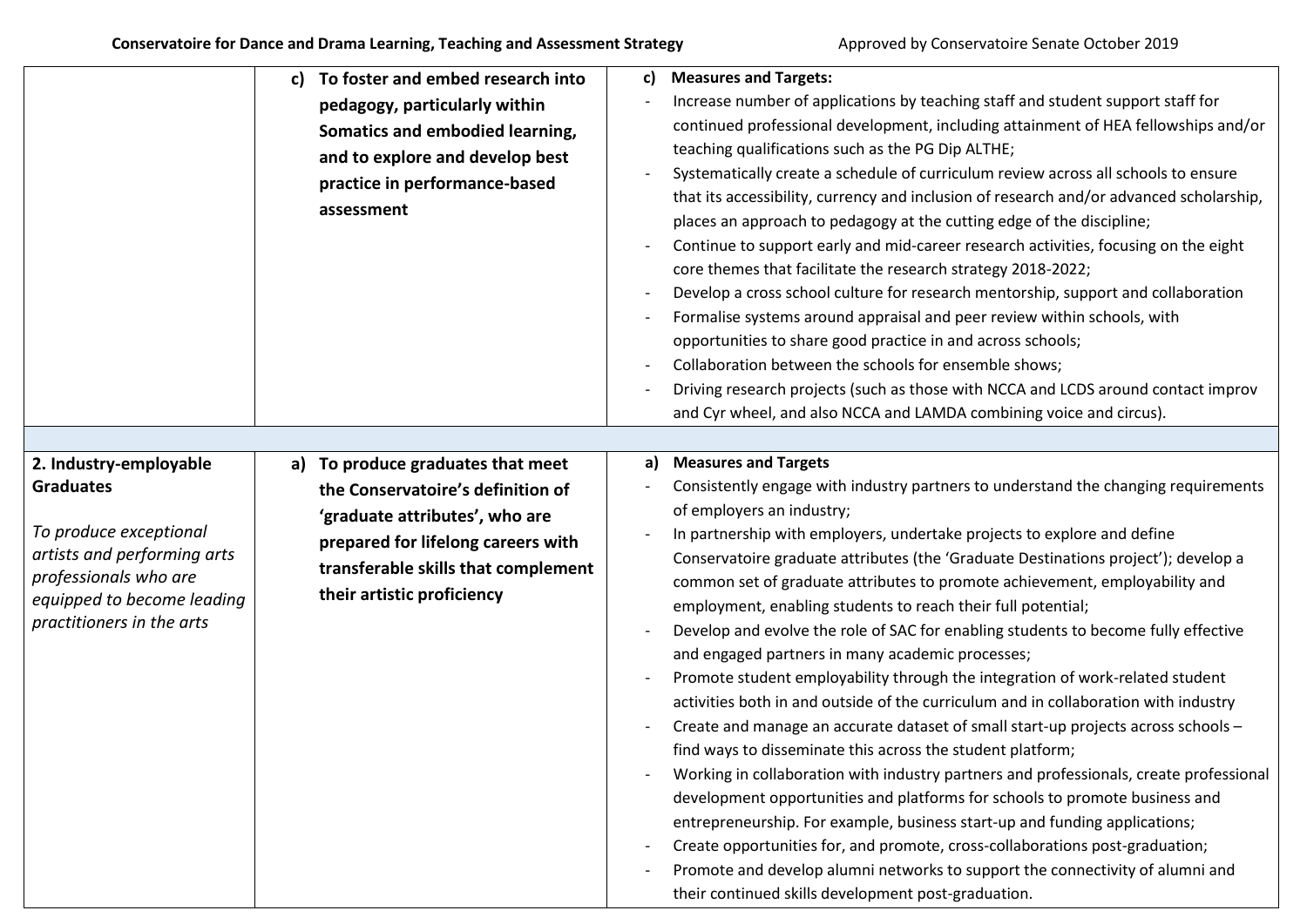| | | |
|---|---|---|
| | **c) To foster and embed research into pedagogy, particularly within Somatics and embodied learning, and to explore and develop best practice in performance-based assessment** | **c) Measures and Targets:**<br>- Increase number of applications by teaching staff and student support staff for continued professional development, including attainment of HEA fellowships and/or teaching qualifications such as the PG Dip ALTHE;<br>- Systematically create a schedule of curriculum review across all schools to ensure that its accessibility, currency and inclusion of research and/or advanced scholarship, places an approach to pedagogy at the cutting edge of the discipline;<br>- Continue to support early and mid-career research activities, focusing on the eight core themes that facilitate the research strategy 2018-2022;<br>- Develop a cross school culture for research mentorship, support and collaboration<br>- Formalise systems around appraisal and peer review within schools, with opportunities to share good practice in and across schools;<br>- Collaboration between the schools for ensemble shows;<br>- Driving research projects (such as those with NCCA and LCDS around contact improv and Cyr wheel, and also NCCA and LAMDA combining voice and circus). |
| | | |
| **2. Industry-employable Graduates**<br><br>*To produce exceptional artists and performing arts professionals who are equipped to become leading practitioners in the arts* | **a) To produce graduates that meet the Conservatoire's definition of 'graduate attributes', who are prepared for lifelong careers with transferable skills that complement their artistic proficiency** | **a) Measures and Targets**<br>- Consistently engage with industry partners to understand the changing requirements of employers an industry;<br>- In partnership with employers, undertake projects to explore and define Conservatoire graduate attributes (the 'Graduate Destinations project'); develop a common set of graduate attributes to promote achievement, employability and employment, enabling students to reach their full potential;<br>- Develop and evolve the role of SAC for enabling students to become fully effective and engaged partners in many academic processes;<br>- Promote student employability through the integration of work-related student activities both in and outside of the curriculum and in collaboration with industry<br>- Create and manage an accurate dataset of small start-up projects across schools – find ways to disseminate this across the student platform;<br>- Working in collaboration with industry partners and professionals, create professional development opportunities and platforms for schools to promote business and entrepreneurship. For example, business start-up and funding applications;<br>- Create opportunities for, and promote, cross-collaborations post-graduation;<br>- Promote and develop alumni networks to support the connectivity of alumni and their continued skills development post-graduation. |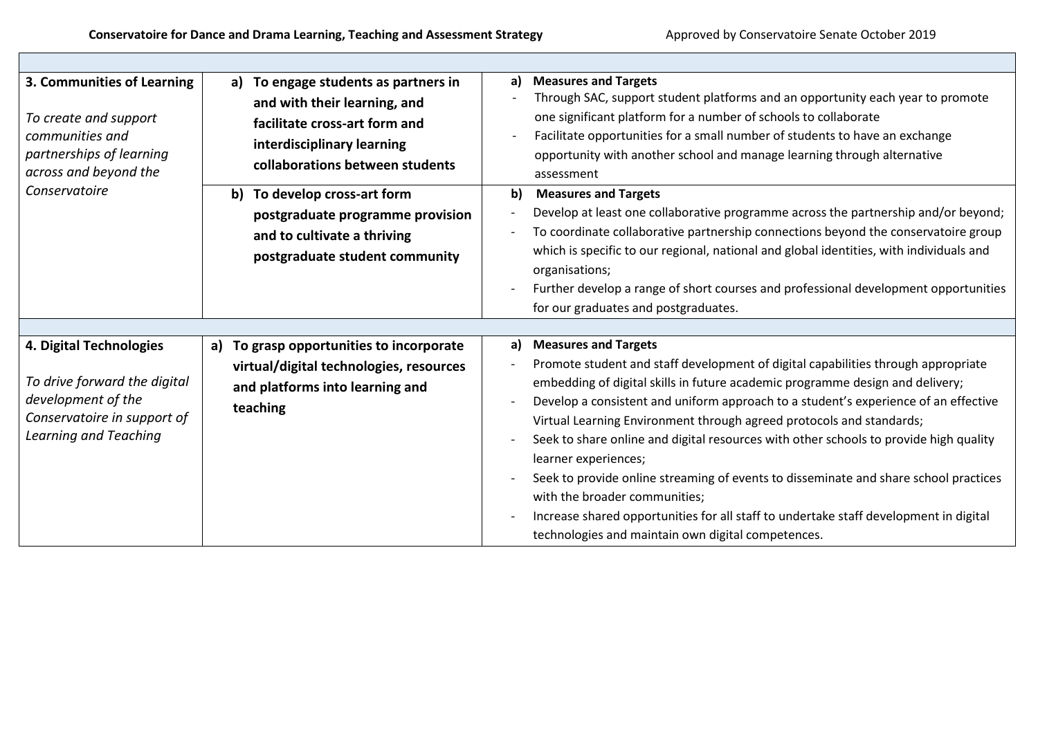| | | |
|---|---|---|
| **3. Communities of Learning**<br><br>*To create and support communities and partnerships of learning across and beyond the Conservatoire* | **a) To engage students as partners in and with their learning, and facilitate cross-art form and interdisciplinary learning collaborations between students** | **a) Measures and Targets**<br>- Through SAC, support student platforms and an opportunity each year to promote one significant platform for a number of schools to collaborate<br>- Facilitate opportunities for a small number of students to have an exchange opportunity with another school and manage learning through alternative assessment |
| | **b) To develop cross-art form postgraduate programme provision and to cultivate a thriving postgraduate student community** | **b) Measures and Targets**<br>- Develop at least one collaborative programme across the partnership and/or beyond;<br>- To coordinate collaborative partnership connections beyond the conservatoire group which is specific to our regional, national and global identities, with individuals and organisations;<br>- Further develop a range of short courses and professional development opportunities for our graduates and postgraduates. |
| **4. Digital Technologies**<br><br>*To drive forward the digital development of the Conservatoire in support of Learning and Teaching* | **a) To grasp opportunities to incorporate virtual/digital technologies, resources and platforms into learning and teaching** | **a) Measures and Targets**<br>- Promote student and staff development of digital capabilities through appropriate embedding of digital skills in future academic programme design and delivery;<br>- Develop a consistent and uniform approach to a student's experience of an effective Virtual Learning Environment through agreed protocols and standards;<br>- Seek to share online and digital resources with other schools to provide high quality learner experiences;<br>- Seek to provide online streaming of events to disseminate and share school practices with the broader communities;<br>- Increase shared opportunities for all staff to undertake staff development in digital technologies and maintain own digital competences. |